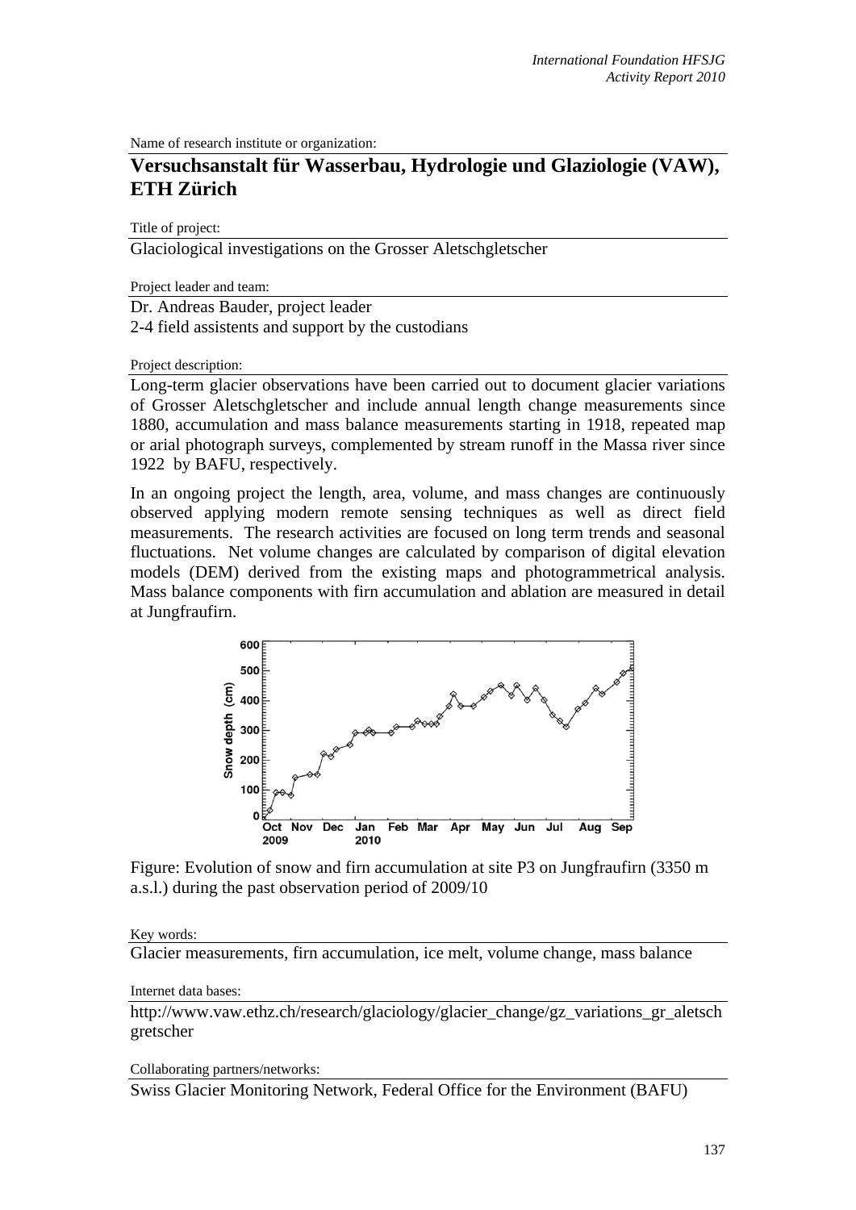Name of research institute or organization:

# Versuchsanstalt für Wasserbau, Hydrologie und Glaziologie (VAW), ETH Zürich

Title of project:

Glaciological investigations on the Grosser Aletschgletscher

Project leader and team:

Dr. Andreas Bauder, project leader
2-4 field assistents and support by the custodians

Project description:

Long-term glacier observations have been carried out to document glacier variations of Grosser Aletschgletscher and include annual length change measurements since 1880, accumulation and mass balance measurements starting in 1918, repeated map or arial photograph surveys, complemented by stream runoff in the Massa river since 1922 by BAFU, respectively.

In an ongoing project the length, area, volume, and mass changes are continuously observed applying modern remote sensing techniques as well as direct field measurements. The research activities are focused on long term trends and seasonal fluctuations. Net volume changes are calculated by comparison of digital elevation models (DEM) derived from the existing maps and photogrammetrical analysis. Mass balance components with firn accumulation and ablation are measured in detail at Jungfraufirn.

Figure: Evolution of snow and firn accumulation at site P3 on Jungfraufirn (3350 m a.s.l.) during the past observation period of 2009/10

Key words:

Glacier measurements, firn accumulation, ice melt, volume change, mass balance

Internet data bases:

http://www.vaw.ethz.ch/research/glaciology/glacier_change/gz_variations_gr_aletschgretscher

Collaborating partners/networks:

Swiss Glacier Monitoring Network, Federal Office for the Environment (BAFU)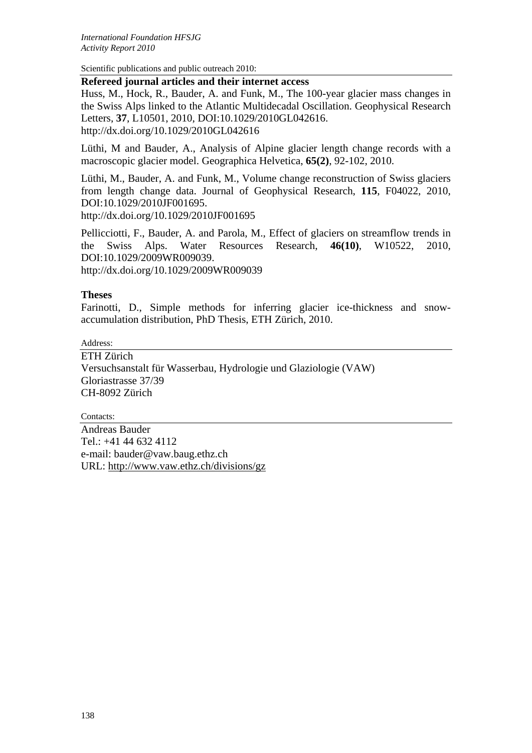Scientific publications and public outreach 2010:

**Refereed journal articles and their internet access**

Huss, M., Hock, R., Bauder, A. and Funk, M., The 100-year glacier mass changes in the Swiss Alps linked to the Atlantic Multidecadal Oscillation. Geophysical Research Letters, **37**, L10501, 2010, DOI:10.1029/2010GL042616.
http://dx.doi.org/10.1029/2010GL042616

Lüthi, M and Bauder, A., Analysis of Alpine glacier length change records with a macroscopic glacier model. Geographica Helvetica, **65(2)**, 92-102, 2010.

Lüthi, M., Bauder, A. and Funk, M., Volume change reconstruction of Swiss glaciers from length change data. Journal of Geophysical Research, **115**, F04022, 2010, DOI:10.1029/2010JF001695.
http://dx.doi.org/10.1029/2010JF001695

Pellicciotti, F., Bauder, A. and Parola, M., Effect of glaciers on streamflow trends in the Swiss Alps. Water Resources Research, **46(10)**, W10522, 2010, DOI:10.1029/2009WR009039.
http://dx.doi.org/10.1029/2009WR009039

**Theses**

Farinotti, D., Simple methods for inferring glacier ice-thickness and snow-accumulation distribution, PhD Thesis, ETH Zürich, 2010.

Address:

ETH Zürich
Versuchsanstalt für Wasserbau, Hydrologie und Glaziologie (VAW)
Gloriastrasse 37/39
CH-8092 Zürich

Contacts:

Andreas Bauder
Tel.: +41 44 632 4112
e-mail: bauder@vaw.baug.ethz.ch
URL: http://www.vaw.ethz.ch/divisions/gz